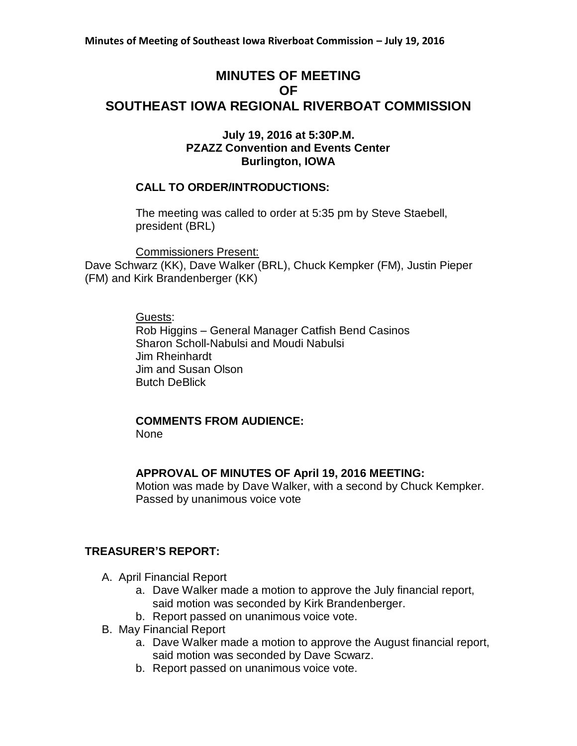# MINUTES OF MEETING
# OF
# SOUTHEAST IOWA REGIONAL RIVERBOAT COMMISSION

**July 19, 2016 at 5:30P.M.**
**PZAZZ Convention and Events Center**
**Burlington, IOWA**

### CALL TO ORDER/INTRODUCTIONS:

The meeting was called to order at 5:35 pm by Steve Staebell, president (BRL)

Commissioners Present:
Dave Schwarz (KK), Dave Walker (BRL), Chuck Kempker (FM), Justin Pieper (FM) and Kirk Brandenberger (KK)

Guests:
Rob Higgins – General Manager Catfish Bend Casinos
Sharon Scholl-Nabulsi and Moudi Nabulsi
Jim Rheinhardt
Jim and Susan Olson
Butch DeBlick

### COMMENTS FROM AUDIENCE:

None

### APPROVAL OF MINUTES OF April 19, 2016 MEETING:

Motion was made by Dave Walker, with a second by Chuck Kempker. Passed by unanimous voice vote

### TREASURER'S REPORT:

A. April Financial Report
   a. Dave Walker made a motion to approve the July financial report, said motion was seconded by Kirk Brandenberger.
   b. Report passed on unanimous voice vote.
B. May Financial Report
   a. Dave Walker made a motion to approve the August financial report, said motion was seconded by Dave Scwarz.
   b. Report passed on unanimous voice vote.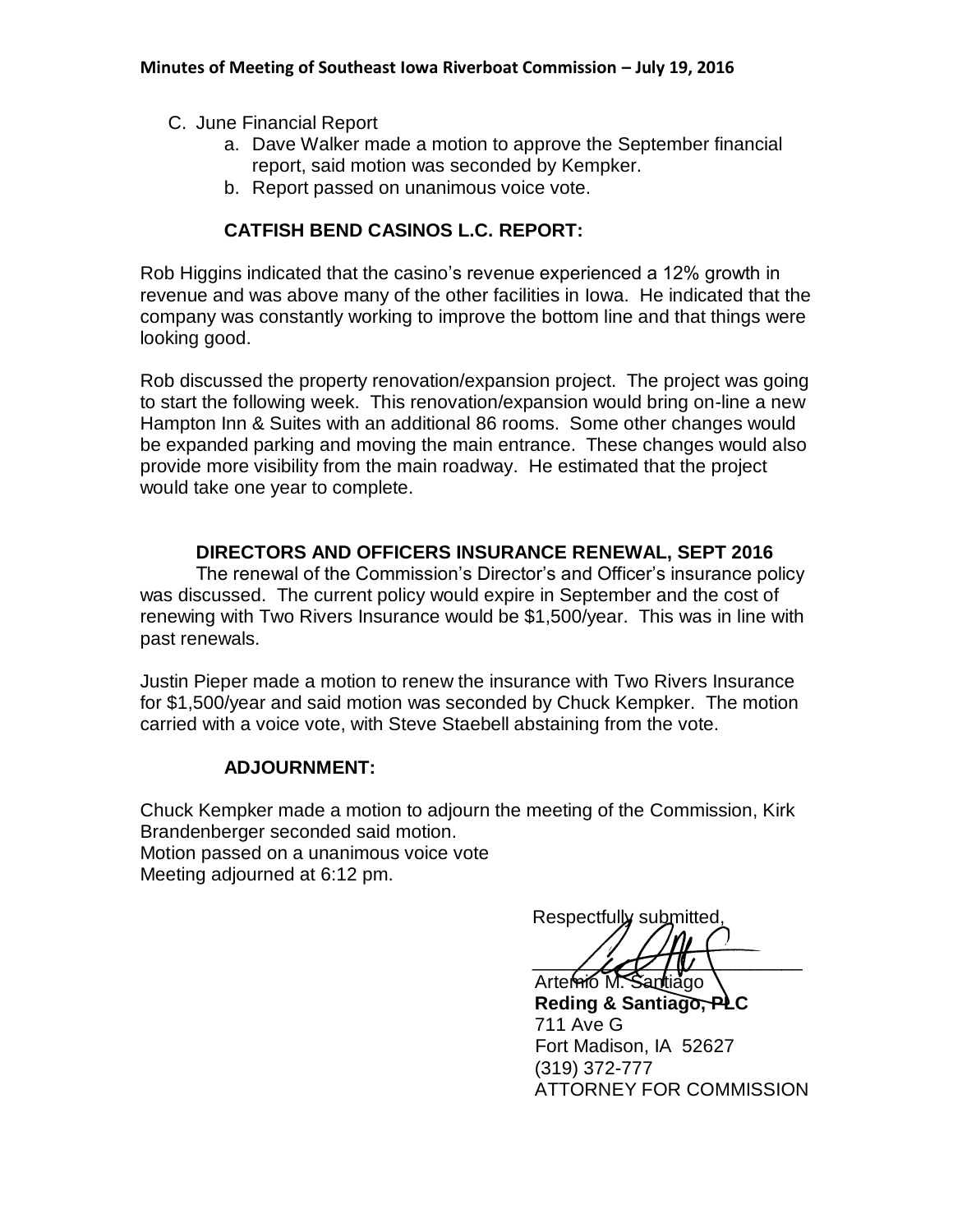C. June Financial Report
   a. Dave Walker made a motion to approve the September financial report, said motion was seconded by Kempker.
   b. Report passed on unanimous voice vote.

**CATFISH BEND CASINOS L.C. REPORT:**

Rob Higgins indicated that the casino's revenue experienced a 12% growth in revenue and was above many of the other facilities in Iowa. He indicated that the company was constantly working to improve the bottom line and that things were looking good.

Rob discussed the property renovation/expansion project. The project was going to start the following week. This renovation/expansion would bring on-line a new Hampton Inn & Suites with an additional 86 rooms. Some other changes would be expanded parking and moving the main entrance. These changes would also provide more visibility from the main roadway. He estimated that the project would take one year to complete.

**DIRECTORS AND OFFICERS INSURANCE RENEWAL, SEPT 2016**

The renewal of the Commission's Director's and Officer's insurance policy was discussed. The current policy would expire in September and the cost of renewing with Two Rivers Insurance would be $1,500/year. This was in line with past renewals.

Justin Pieper made a motion to renew the insurance with Two Rivers Insurance for $1,500/year and said motion was seconded by Chuck Kempker. The motion carried with a voice vote, with Steve Staebell abstaining from the vote.

**ADJOURNMENT:**

Chuck Kempker made a motion to adjourn the meeting of the Commission, Kirk Brandenberger seconded said motion.
Motion passed on a unanimous voice vote
Meeting adjourned at 6:12 pm.

Respectfully submitted,

Artemio M. Santiago
**Reding & Santiago, PLC**
711 Ave G
Fort Madison, IA 52627
(319) 372-777
ATTORNEY FOR COMMISSION